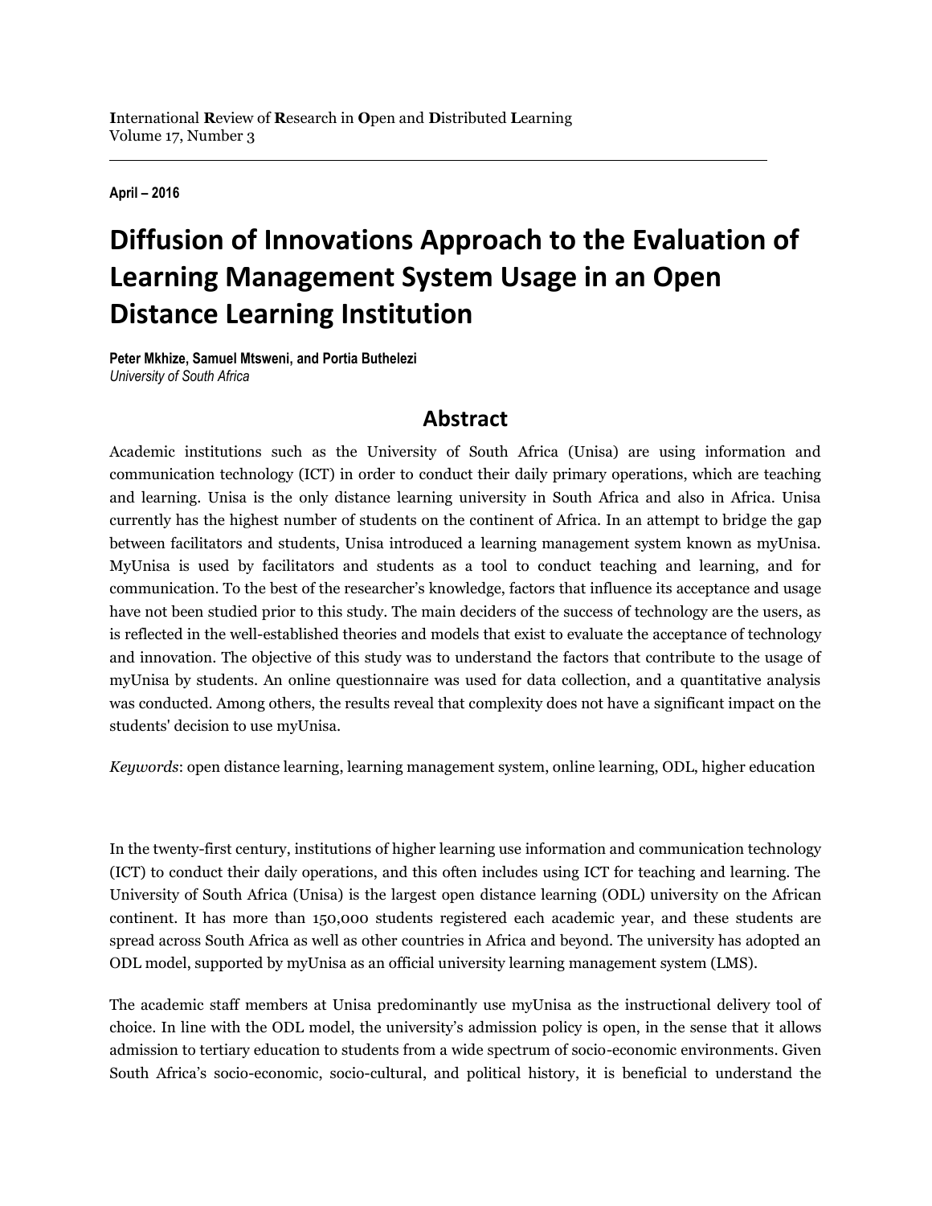**I**nternational **R**eview of **R**esearch in **O**pen and **D**istributed **L**earning
Volume 17, Number 3

**April – 2016**

# Diffusion of Innovations Approach to the Evaluation of Learning Management System Usage in an Open Distance Learning Institution

**Peter Mkhize, Samuel Mtsweni, and Portia Buthelezi**
*University of South Africa*

## Abstract

Academic institutions such as the University of South Africa (Unisa) are using information and communication technology (ICT) in order to conduct their daily primary operations, which are teaching and learning. Unisa is the only distance learning university in South Africa and also in Africa. Unisa currently has the highest number of students on the continent of Africa. In an attempt to bridge the gap between facilitators and students, Unisa introduced a learning management system known as myUnisa. MyUnisa is used by facilitators and students as a tool to conduct teaching and learning, and for communication. To the best of the researcher's knowledge, factors that influence its acceptance and usage have not been studied prior to this study. The main deciders of the success of technology are the users, as is reflected in the well-established theories and models that exist to evaluate the acceptance of technology and innovation. The objective of this study was to understand the factors that contribute to the usage of myUnisa by students. An online questionnaire was used for data collection, and a quantitative analysis was conducted. Among others, the results reveal that complexity does not have a significant impact on the students' decision to use myUnisa.

*Keywords*: open distance learning, learning management system, online learning, ODL, higher education

In the twenty-first century, institutions of higher learning use information and communication technology (ICT) to conduct their daily operations, and this often includes using ICT for teaching and learning. The University of South Africa (Unisa) is the largest open distance learning (ODL) university on the African continent. It has more than 150,000 students registered each academic year, and these students are spread across South Africa as well as other countries in Africa and beyond. The university has adopted an ODL model, supported by myUnisa as an official university learning management system (LMS).

The academic staff members at Unisa predominantly use myUnisa as the instructional delivery tool of choice. In line with the ODL model, the university's admission policy is open, in the sense that it allows admission to tertiary education to students from a wide spectrum of socio-economic environments. Given South Africa's socio-economic, socio-cultural, and political history, it is beneficial to understand the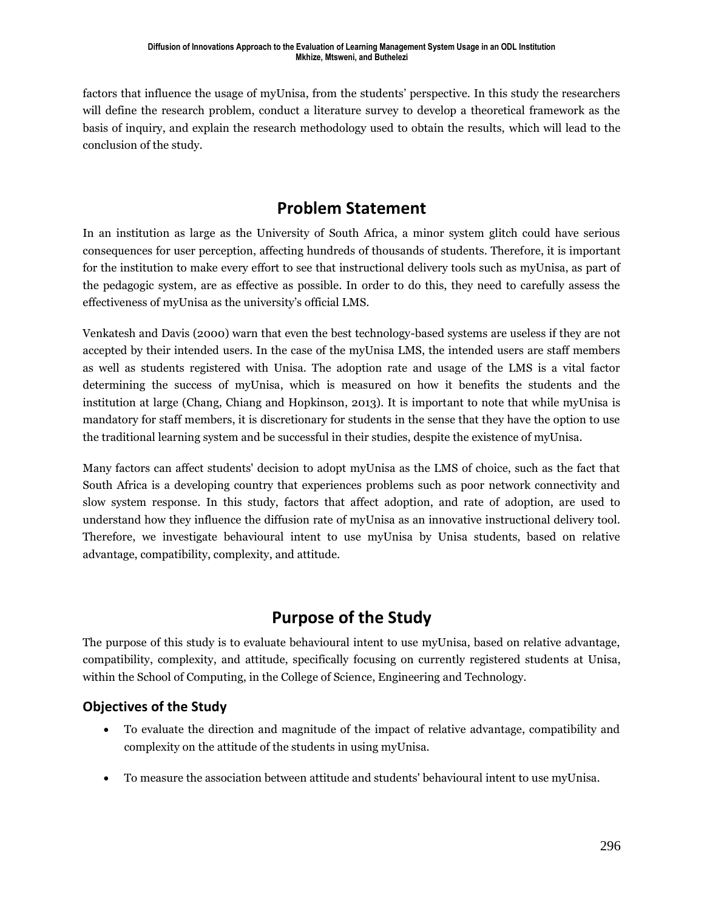factors that influence the usage of myUnisa, from the students' perspective. In this study the researchers will define the research problem, conduct a literature survey to develop a theoretical framework as the basis of inquiry, and explain the research methodology used to obtain the results, which will lead to the conclusion of the study.

## Problem Statement

In an institution as large as the University of South Africa, a minor system glitch could have serious consequences for user perception, affecting hundreds of thousands of students. Therefore, it is important for the institution to make every effort to see that instructional delivery tools such as myUnisa, as part of the pedagogic system, are as effective as possible. In order to do this, they need to carefully assess the effectiveness of myUnisa as the university's official LMS.

Venkatesh and Davis (2000) warn that even the best technology-based systems are useless if they are not accepted by their intended users. In the case of the myUnisa LMS, the intended users are staff members as well as students registered with Unisa. The adoption rate and usage of the LMS is a vital factor determining the success of myUnisa, which is measured on how it benefits the students and the institution at large (Chang, Chiang and Hopkinson, 2013). It is important to note that while myUnisa is mandatory for staff members, it is discretionary for students in the sense that they have the option to use the traditional learning system and be successful in their studies, despite the existence of myUnisa.

Many factors can affect students' decision to adopt myUnisa as the LMS of choice, such as the fact that South Africa is a developing country that experiences problems such as poor network connectivity and slow system response. In this study, factors that affect adoption, and rate of adoption, are used to understand how they influence the diffusion rate of myUnisa as an innovative instructional delivery tool. Therefore, we investigate behavioural intent to use myUnisa by Unisa students, based on relative advantage, compatibility, complexity, and attitude.

## Purpose of the Study

The purpose of this study is to evaluate behavioural intent to use myUnisa, based on relative advantage, compatibility, complexity, and attitude, specifically focusing on currently registered students at Unisa, within the School of Computing, in the College of Science, Engineering and Technology.

### Objectives of the Study

- To evaluate the direction and magnitude of the impact of relative advantage, compatibility and complexity on the attitude of the students in using myUnisa.
- To measure the association between attitude and students' behavioural intent to use myUnisa.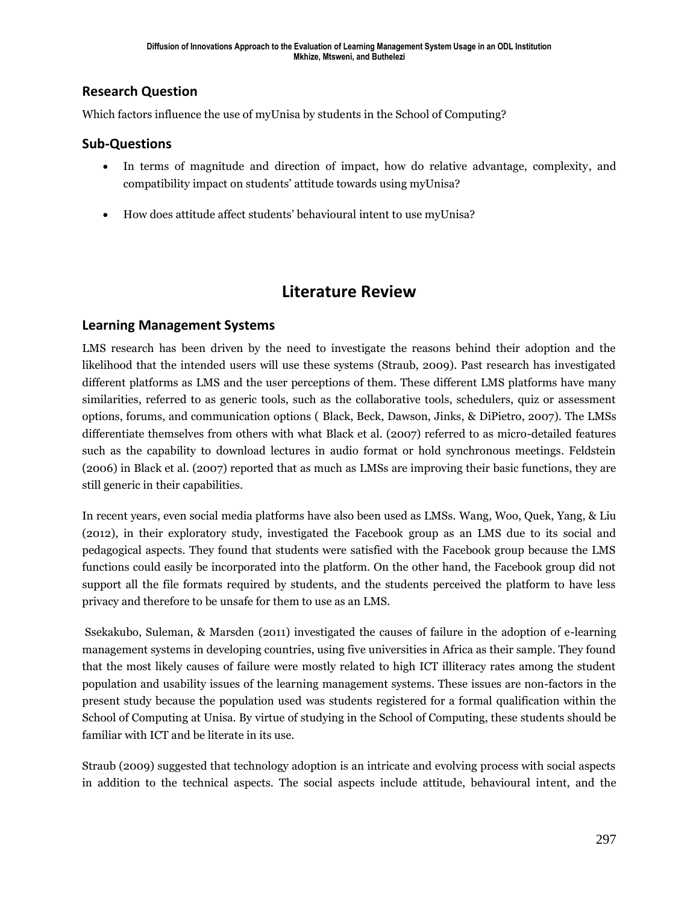## Research Question

Which factors influence the use of myUnisa by students in the School of Computing?

## Sub-Questions

- In terms of magnitude and direction of impact, how do relative advantage, complexity, and compatibility impact on students' attitude towards using myUnisa?
- How does attitude affect students' behavioural intent to use myUnisa?

# Literature Review

## Learning Management Systems

LMS research has been driven by the need to investigate the reasons behind their adoption and the likelihood that the intended users will use these systems (Straub, 2009). Past research has investigated different platforms as LMS and the user perceptions of them. These different LMS platforms have many similarities, referred to as generic tools, such as the collaborative tools, schedulers, quiz or assessment options, forums, and communication options ( Black, Beck, Dawson, Jinks, & DiPietro, 2007). The LMSs differentiate themselves from others with what Black et al. (2007) referred to as micro-detailed features such as the capability to download lectures in audio format or hold synchronous meetings. Feldstein (2006) in Black et al. (2007) reported that as much as LMSs are improving their basic functions, they are still generic in their capabilities.

In recent years, even social media platforms have also been used as LMSs. Wang, Woo, Quek, Yang, & Liu (2012), in their exploratory study, investigated the Facebook group as an LMS due to its social and pedagogical aspects. They found that students were satisfied with the Facebook group because the LMS functions could easily be incorporated into the platform. On the other hand, the Facebook group did not support all the file formats required by students, and the students perceived the platform to have less privacy and therefore to be unsafe for them to use as an LMS.

Ssekakubo, Suleman, & Marsden (2011) investigated the causes of failure in the adoption of e-learning management systems in developing countries, using five universities in Africa as their sample. They found that the most likely causes of failure were mostly related to high ICT illiteracy rates among the student population and usability issues of the learning management systems. These issues are non-factors in the present study because the population used was students registered for a formal qualification within the School of Computing at Unisa. By virtue of studying in the School of Computing, these students should be familiar with ICT and be literate in its use.

Straub (2009) suggested that technology adoption is an intricate and evolving process with social aspects in addition to the technical aspects. The social aspects include attitude, behavioural intent, and the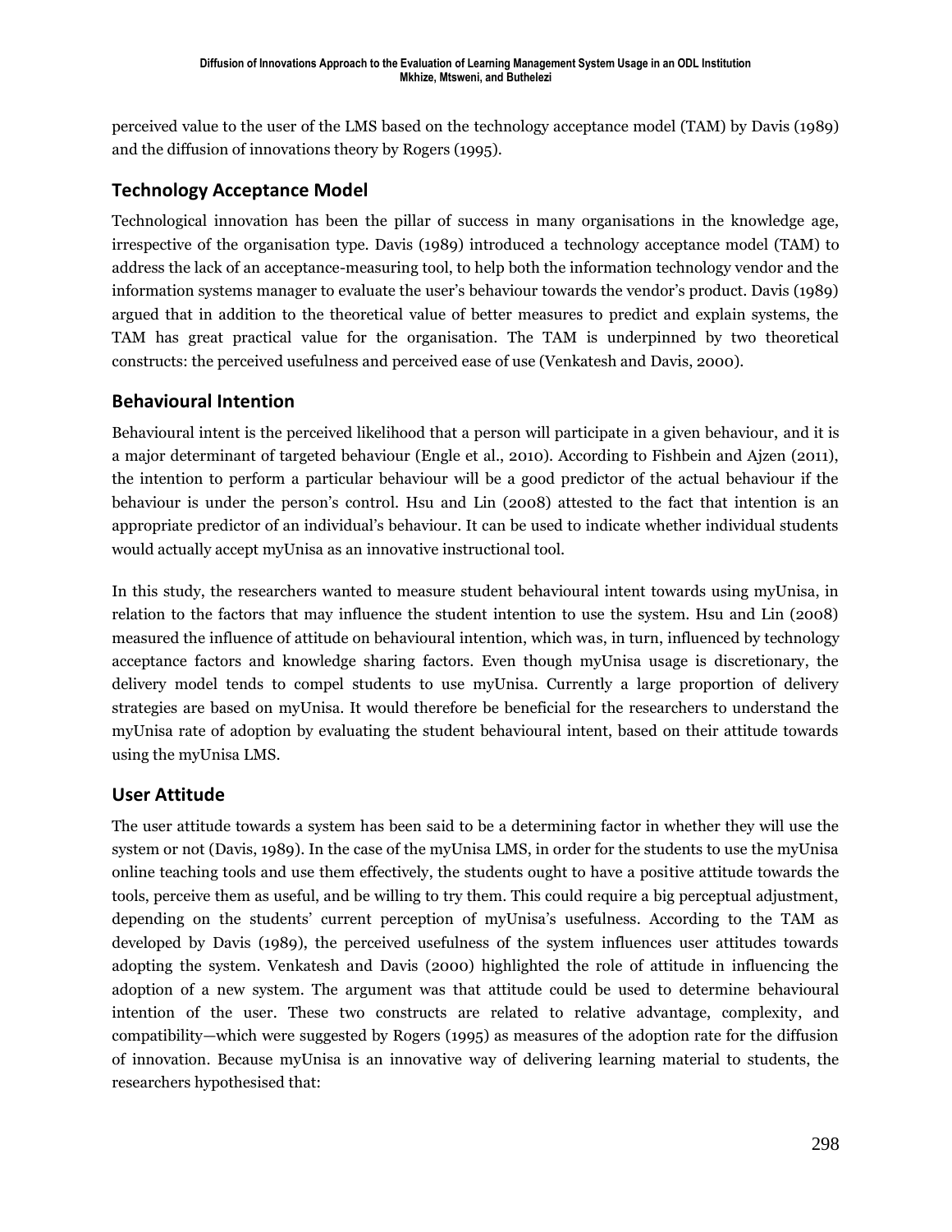perceived value to the user of the LMS based on the technology acceptance model (TAM) by Davis (1989) and the diffusion of innovations theory by Rogers (1995).

## Technology Acceptance Model

Technological innovation has been the pillar of success in many organisations in the knowledge age, irrespective of the organisation type. Davis (1989) introduced a technology acceptance model (TAM) to address the lack of an acceptance-measuring tool, to help both the information technology vendor and the information systems manager to evaluate the user's behaviour towards the vendor's product. Davis (1989) argued that in addition to the theoretical value of better measures to predict and explain systems, the TAM has great practical value for the organisation. The TAM is underpinned by two theoretical constructs: the perceived usefulness and perceived ease of use (Venkatesh and Davis, 2000).

## Behavioural Intention

Behavioural intent is the perceived likelihood that a person will participate in a given behaviour, and it is a major determinant of targeted behaviour (Engle et al., 2010). According to Fishbein and Ajzen (2011), the intention to perform a particular behaviour will be a good predictor of the actual behaviour if the behaviour is under the person's control. Hsu and Lin (2008) attested to the fact that intention is an appropriate predictor of an individual's behaviour. It can be used to indicate whether individual students would actually accept myUnisa as an innovative instructional tool.

In this study, the researchers wanted to measure student behavioural intent towards using myUnisa, in relation to the factors that may influence the student intention to use the system. Hsu and Lin (2008) measured the influence of attitude on behavioural intention, which was, in turn, influenced by technology acceptance factors and knowledge sharing factors. Even though myUnisa usage is discretionary, the delivery model tends to compel students to use myUnisa. Currently a large proportion of delivery strategies are based on myUnisa. It would therefore be beneficial for the researchers to understand the myUnisa rate of adoption by evaluating the student behavioural intent, based on their attitude towards using the myUnisa LMS.

## User Attitude

The user attitude towards a system has been said to be a determining factor in whether they will use the system or not (Davis, 1989). In the case of the myUnisa LMS, in order for the students to use the myUnisa online teaching tools and use them effectively, the students ought to have a positive attitude towards the tools, perceive them as useful, and be willing to try them. This could require a big perceptual adjustment, depending on the students' current perception of myUnisa's usefulness. According to the TAM as developed by Davis (1989), the perceived usefulness of the system influences user attitudes towards adopting the system. Venkatesh and Davis (2000) highlighted the role of attitude in influencing the adoption of a new system. The argument was that attitude could be used to determine behavioural intention of the user. These two constructs are related to relative advantage, complexity, and compatibility—which were suggested by Rogers (1995) as measures of the adoption rate for the diffusion of innovation. Because myUnisa is an innovative way of delivering learning material to students, the researchers hypothesised that: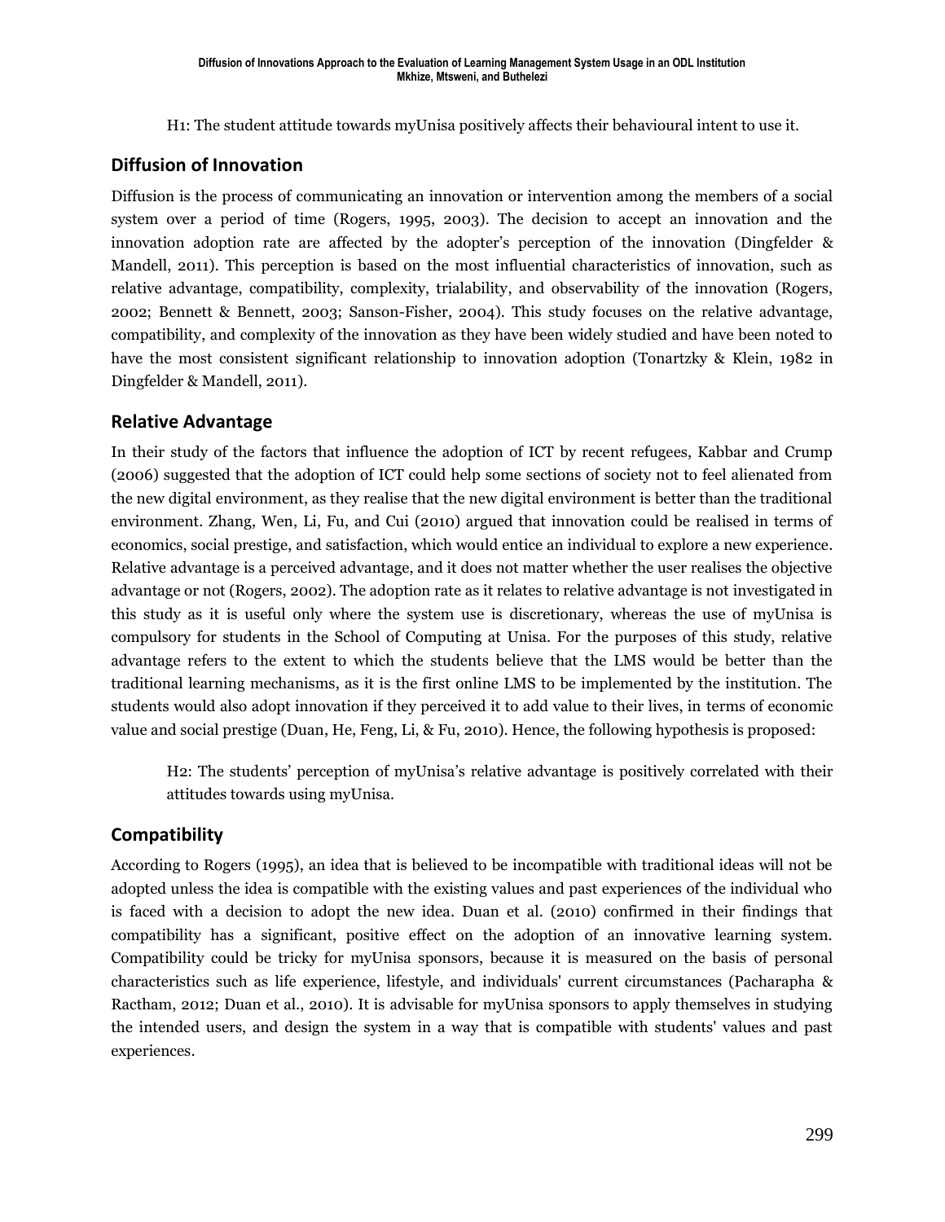H1: The student attitude towards myUnisa positively affects their behavioural intent to use it.

## Diffusion of Innovation

Diffusion is the process of communicating an innovation or intervention among the members of a social system over a period of time (Rogers, 1995, 2003). The decision to accept an innovation and the innovation adoption rate are affected by the adopter's perception of the innovation (Dingfelder & Mandell, 2011). This perception is based on the most influential characteristics of innovation, such as relative advantage, compatibility, complexity, trialability, and observability of the innovation (Rogers, 2002; Bennett & Bennett, 2003; Sanson-Fisher, 2004). This study focuses on the relative advantage, compatibility, and complexity of the innovation as they have been widely studied and have been noted to have the most consistent significant relationship to innovation adoption (Tonartzky & Klein, 1982 in Dingfelder & Mandell, 2011).

## Relative Advantage

In their study of the factors that influence the adoption of ICT by recent refugees, Kabbar and Crump (2006) suggested that the adoption of ICT could help some sections of society not to feel alienated from the new digital environment, as they realise that the new digital environment is better than the traditional environment. Zhang, Wen, Li, Fu, and Cui (2010) argued that innovation could be realised in terms of economics, social prestige, and satisfaction, which would entice an individual to explore a new experience. Relative advantage is a perceived advantage, and it does not matter whether the user realises the objective advantage or not (Rogers, 2002). The adoption rate as it relates to relative advantage is not investigated in this study as it is useful only where the system use is discretionary, whereas the use of myUnisa is compulsory for students in the School of Computing at Unisa. For the purposes of this study, relative advantage refers to the extent to which the students believe that the LMS would be better than the traditional learning mechanisms, as it is the first online LMS to be implemented by the institution. The students would also adopt innovation if they perceived it to add value to their lives, in terms of economic value and social prestige (Duan, He, Feng, Li, & Fu, 2010). Hence, the following hypothesis is proposed:

H2: The students' perception of myUnisa's relative advantage is positively correlated with their attitudes towards using myUnisa.

## Compatibility

According to Rogers (1995), an idea that is believed to be incompatible with traditional ideas will not be adopted unless the idea is compatible with the existing values and past experiences of the individual who is faced with a decision to adopt the new idea. Duan et al. (2010) confirmed in their findings that compatibility has a significant, positive effect on the adoption of an innovative learning system. Compatibility could be tricky for myUnisa sponsors, because it is measured on the basis of personal characteristics such as life experience, lifestyle, and individuals' current circumstances (Pacharapha & Ractham, 2012; Duan et al., 2010). It is advisable for myUnisa sponsors to apply themselves in studying the intended users, and design the system in a way that is compatible with students' values and past experiences.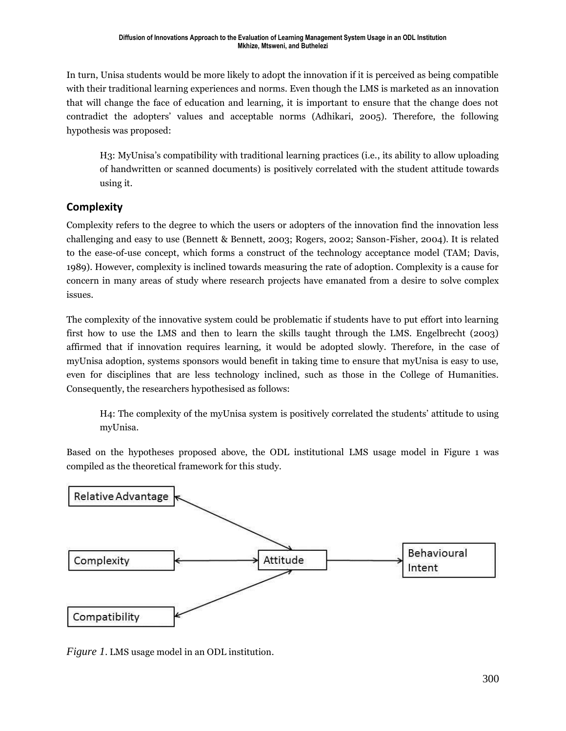In turn, Unisa students would be more likely to adopt the innovation if it is perceived as being compatible with their traditional learning experiences and norms. Even though the LMS is marketed as an innovation that will change the face of education and learning, it is important to ensure that the change does not contradict the adopters' values and acceptable norms (Adhikari, 2005). Therefore, the following hypothesis was proposed:

> H3: MyUnisa's compatibility with traditional learning practices (i.e., its ability to allow uploading of handwritten or scanned documents) is positively correlated with the student attitude towards using it.

## Complexity

Complexity refers to the degree to which the users or adopters of the innovation find the innovation less challenging and easy to use (Bennett & Bennett, 2003; Rogers, 2002; Sanson-Fisher, 2004). It is related to the ease-of-use concept, which forms a construct of the technology acceptance model (TAM; Davis, 1989). However, complexity is inclined towards measuring the rate of adoption. Complexity is a cause for concern in many areas of study where research projects have emanated from a desire to solve complex issues.

The complexity of the innovative system could be problematic if students have to put effort into learning first how to use the LMS and then to learn the skills taught through the LMS. Engelbrecht (2003) affirmed that if innovation requires learning, it would be adopted slowly. Therefore, in the case of myUnisa adoption, systems sponsors would benefit in taking time to ensure that myUnisa is easy to use, even for disciplines that are less technology inclined, such as those in the College of Humanities. Consequently, the researchers hypothesised as follows:

> H4: The complexity of the myUnisa system is positively correlated the students' attitude to using myUnisa.

Based on the hypotheses proposed above, the ODL institutional LMS usage model in Figure 1 was compiled as the theoretical framework for this study.

Relative Advantage ↔ Attitude; Complexity ↔ Attitude; Compatibility ↔ Attitude; Attitude → Behavioural Intent

*Figure 1.* LMS usage model in an ODL institution.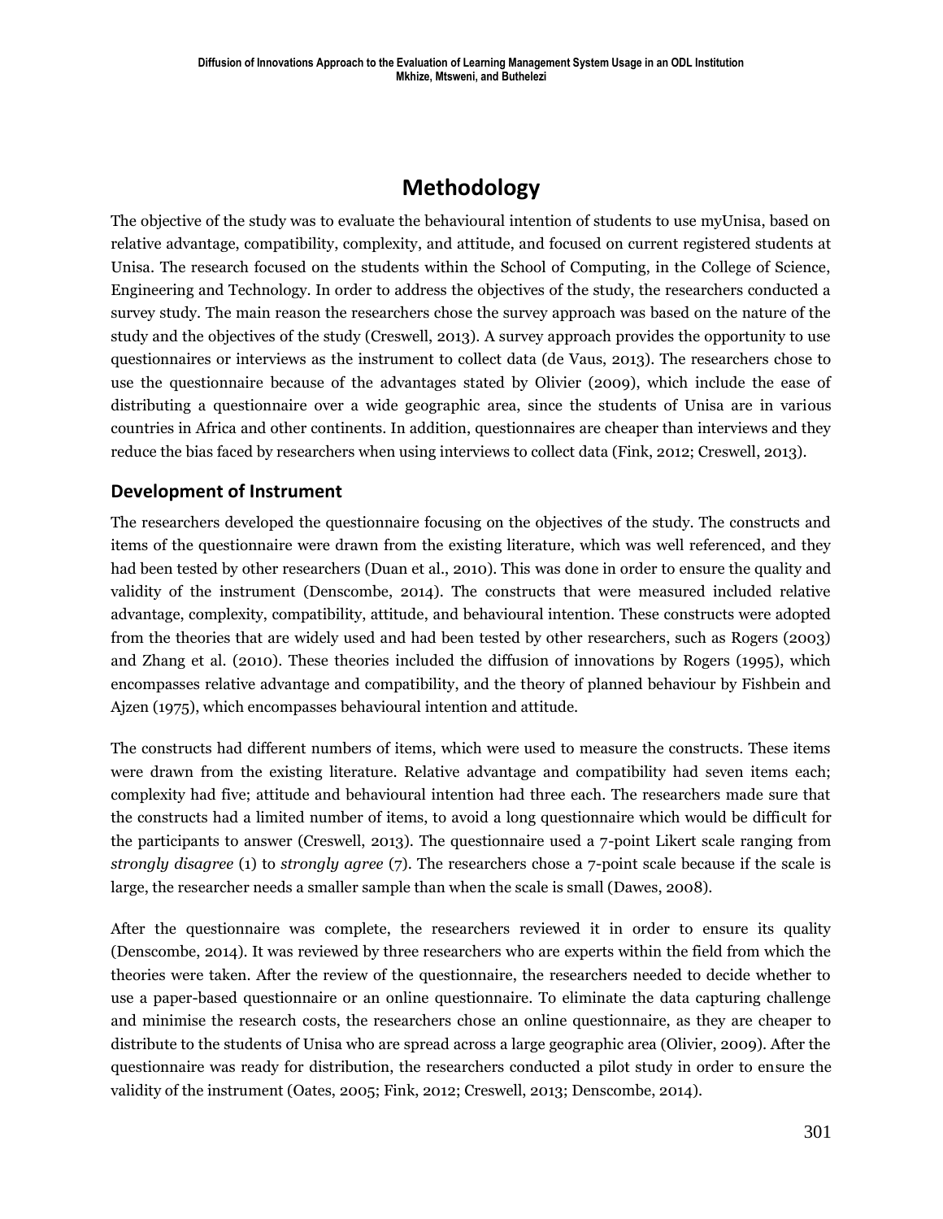# Methodology

The objective of the study was to evaluate the behavioural intention of students to use myUnisa, based on relative advantage, compatibility, complexity, and attitude, and focused on current registered students at Unisa. The research focused on the students within the School of Computing, in the College of Science, Engineering and Technology. In order to address the objectives of the study, the researchers conducted a survey study. The main reason the researchers chose the survey approach was based on the nature of the study and the objectives of the study (Creswell, 2013). A survey approach provides the opportunity to use questionnaires or interviews as the instrument to collect data (de Vaus, 2013). The researchers chose to use the questionnaire because of the advantages stated by Olivier (2009), which include the ease of distributing a questionnaire over a wide geographic area, since the students of Unisa are in various countries in Africa and other continents. In addition, questionnaires are cheaper than interviews and they reduce the bias faced by researchers when using interviews to collect data (Fink, 2012; Creswell, 2013).

## Development of Instrument

The researchers developed the questionnaire focusing on the objectives of the study. The constructs and items of the questionnaire were drawn from the existing literature, which was well referenced, and they had been tested by other researchers (Duan et al., 2010). This was done in order to ensure the quality and validity of the instrument (Denscombe, 2014). The constructs that were measured included relative advantage, complexity, compatibility, attitude, and behavioural intention. These constructs were adopted from the theories that are widely used and had been tested by other researchers, such as Rogers (2003) and Zhang et al. (2010). These theories included the diffusion of innovations by Rogers (1995), which encompasses relative advantage and compatibility, and the theory of planned behaviour by Fishbein and Ajzen (1975), which encompasses behavioural intention and attitude.

The constructs had different numbers of items, which were used to measure the constructs. These items were drawn from the existing literature. Relative advantage and compatibility had seven items each; complexity had five; attitude and behavioural intention had three each. The researchers made sure that the constructs had a limited number of items, to avoid a long questionnaire which would be difficult for the participants to answer (Creswell, 2013). The questionnaire used a 7-point Likert scale ranging from *strongly disagree* (1) to *strongly agree* (7). The researchers chose a 7-point scale because if the scale is large, the researcher needs a smaller sample than when the scale is small (Dawes, 2008).

After the questionnaire was complete, the researchers reviewed it in order to ensure its quality (Denscombe, 2014). It was reviewed by three researchers who are experts within the field from which the theories were taken. After the review of the questionnaire, the researchers needed to decide whether to use a paper-based questionnaire or an online questionnaire. To eliminate the data capturing challenge and minimise the research costs, the researchers chose an online questionnaire, as they are cheaper to distribute to the students of Unisa who are spread across a large geographic area (Olivier, 2009). After the questionnaire was ready for distribution, the researchers conducted a pilot study in order to ensure the validity of the instrument (Oates, 2005; Fink, 2012; Creswell, 2013; Denscombe, 2014).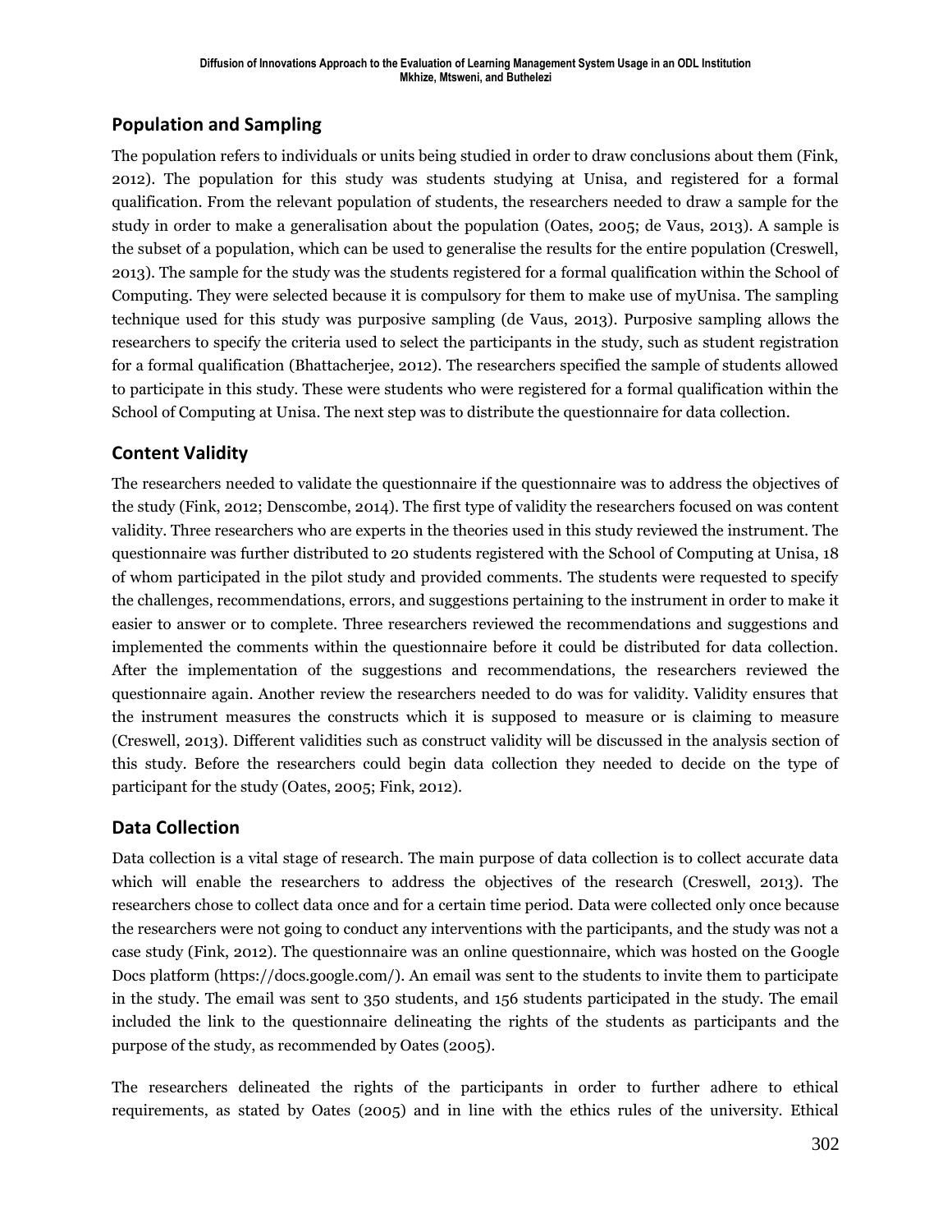## Population and Sampling

The population refers to individuals or units being studied in order to draw conclusions about them (Fink, 2012). The population for this study was students studying at Unisa, and registered for a formal qualification. From the relevant population of students, the researchers needed to draw a sample for the study in order to make a generalisation about the population (Oates, 2005; de Vaus, 2013). A sample is the subset of a population, which can be used to generalise the results for the entire population (Creswell, 2013). The sample for the study was the students registered for a formal qualification within the School of Computing. They were selected because it is compulsory for them to make use of myUnisa. The sampling technique used for this study was purposive sampling (de Vaus, 2013). Purposive sampling allows the researchers to specify the criteria used to select the participants in the study, such as student registration for a formal qualification (Bhattacherjee, 2012). The researchers specified the sample of students allowed to participate in this study. These were students who were registered for a formal qualification within the School of Computing at Unisa. The next step was to distribute the questionnaire for data collection.

## Content Validity

The researchers needed to validate the questionnaire if the questionnaire was to address the objectives of the study (Fink, 2012; Denscombe, 2014). The first type of validity the researchers focused on was content validity. Three researchers who are experts in the theories used in this study reviewed the instrument. The questionnaire was further distributed to 20 students registered with the School of Computing at Unisa, 18 of whom participated in the pilot study and provided comments. The students were requested to specify the challenges, recommendations, errors, and suggestions pertaining to the instrument in order to make it easier to answer or to complete. Three researchers reviewed the recommendations and suggestions and implemented the comments within the questionnaire before it could be distributed for data collection. After the implementation of the suggestions and recommendations, the researchers reviewed the questionnaire again. Another review the researchers needed to do was for validity. Validity ensures that the instrument measures the constructs which it is supposed to measure or is claiming to measure (Creswell, 2013). Different validities such as construct validity will be discussed in the analysis section of this study. Before the researchers could begin data collection they needed to decide on the type of participant for the study (Oates, 2005; Fink, 2012).

## Data Collection

Data collection is a vital stage of research. The main purpose of data collection is to collect accurate data which will enable the researchers to address the objectives of the research (Creswell, 2013). The researchers chose to collect data once and for a certain time period. Data were collected only once because the researchers were not going to conduct any interventions with the participants, and the study was not a case study (Fink, 2012). The questionnaire was an online questionnaire, which was hosted on the Google Docs platform (https://docs.google.com/). An email was sent to the students to invite them to participate in the study. The email was sent to 350 students, and 156 students participated in the study. The email included the link to the questionnaire delineating the rights of the students as participants and the purpose of the study, as recommended by Oates (2005).

The researchers delineated the rights of the participants in order to further adhere to ethical requirements, as stated by Oates (2005) and in line with the ethics rules of the university. Ethical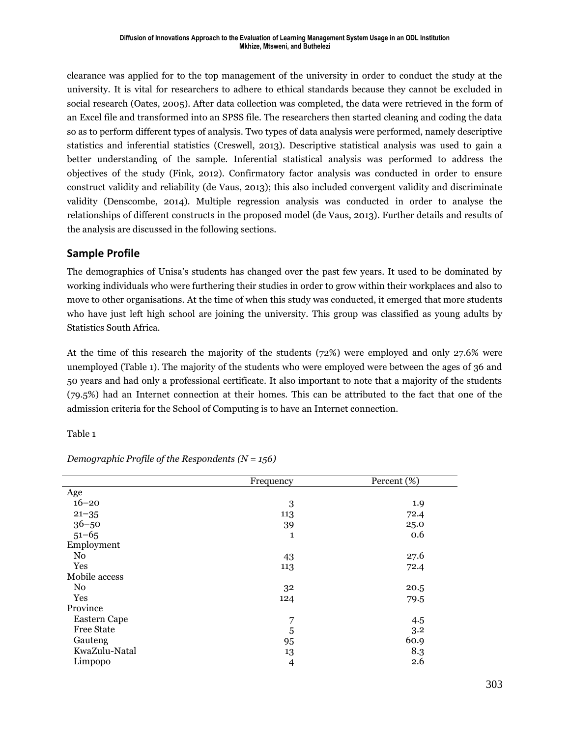clearance was applied for to the top management of the university in order to conduct the study at the university. It is vital for researchers to adhere to ethical standards because they cannot be excluded in social research (Oates, 2005). After data collection was completed, the data were retrieved in the form of an Excel file and transformed into an SPSS file. The researchers then started cleaning and coding the data so as to perform different types of analysis. Two types of data analysis were performed, namely descriptive statistics and inferential statistics (Creswell, 2013). Descriptive statistical analysis was used to gain a better understanding of the sample. Inferential statistical analysis was performed to address the objectives of the study (Fink, 2012). Confirmatory factor analysis was conducted in order to ensure construct validity and reliability (de Vaus, 2013); this also included convergent validity and discriminate validity (Denscombe, 2014). Multiple regression analysis was conducted in order to analyse the relationships of different constructs in the proposed model (de Vaus, 2013). Further details and results of the analysis are discussed in the following sections.

## Sample Profile

The demographics of Unisa's students has changed over the past few years. It used to be dominated by working individuals who were furthering their studies in order to grow within their workplaces and also to move to other organisations. At the time of when this study was conducted, it emerged that more students who have just left high school are joining the university. This group was classified as young adults by Statistics South Africa.

At the time of this research the majority of the students (72%) were employed and only 27.6% were unemployed (Table 1). The majority of the students who were employed were between the ages of 36 and 50 years and had only a professional certificate. It also important to note that a majority of the students (79.5%) had an Internet connection at their homes. This can be attributed to the fact that one of the admission criteria for the School of Computing is to have an Internet connection.

Table 1

*Demographic Profile of the Respondents (N = 156)*

| | Frequency | Percent (%) |
|---|---|---|
| Age | | |
| 16–20 | 3 | 1.9 |
| 21–35 | 113 | 72.4 |
| 36–50 | 39 | 25.0 |
| 51–65 | 1 | 0.6 |
| Employment | | |
| No | 43 | 27.6 |
| Yes | 113 | 72.4 |
| Mobile access | | |
| No | 32 | 20.5 |
| Yes | 124 | 79.5 |
| Province | | |
| Eastern Cape | 7 | 4.5 |
| Free State | 5 | 3.2 |
| Gauteng | 95 | 60.9 |
| KwaZulu-Natal | 13 | 8.3 |
| Limpopo | 4 | 2.6 |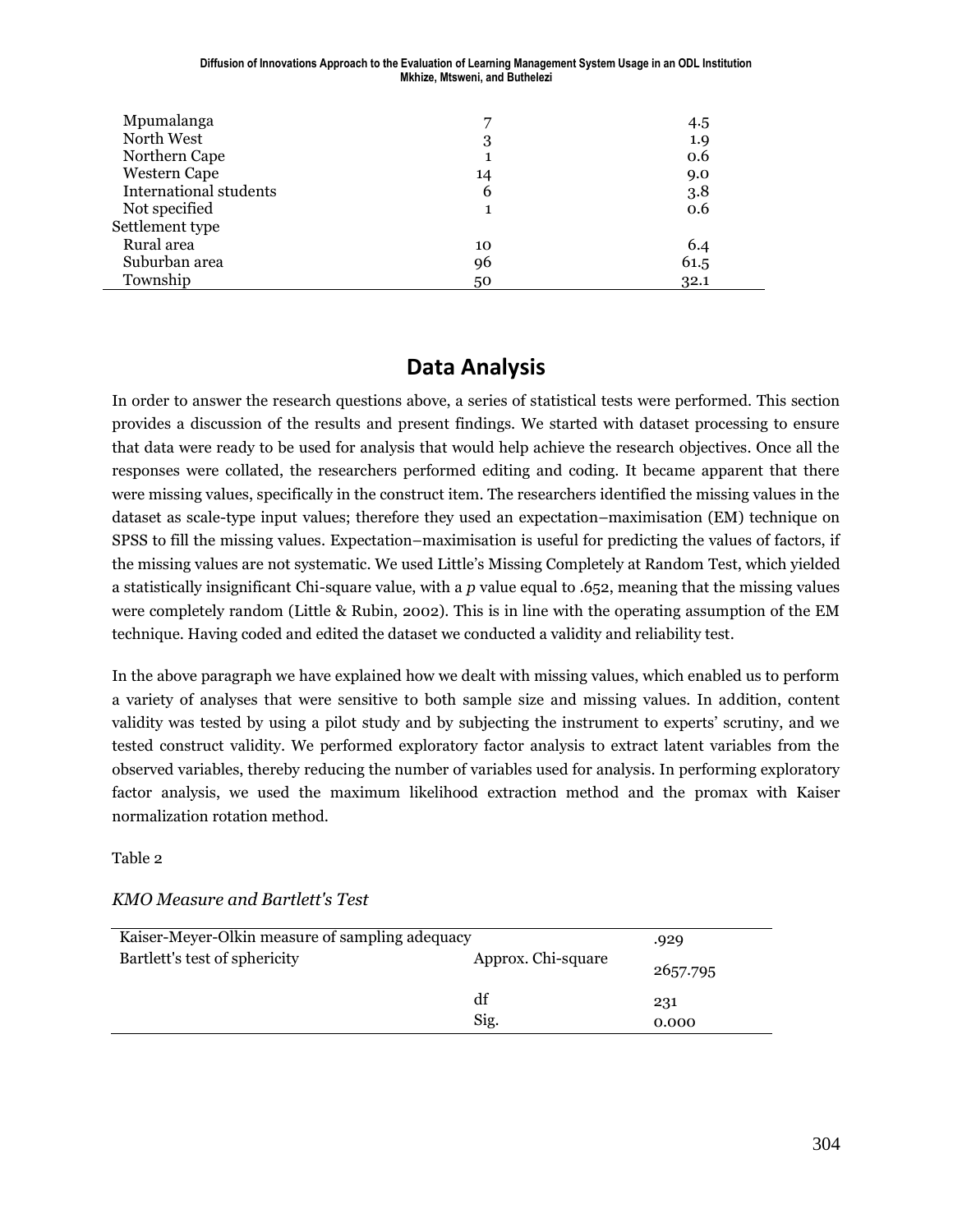| | | |
|---|---|---|
| Mpumalanga | 7 | 4.5 |
| North West | 3 | 1.9 |
| Northern Cape | 1 | 0.6 |
| Western Cape | 14 | 9.0 |
| International students | 6 | 3.8 |
| Not specified | 1 | 0.6 |
| Settlement type | | |
| Rural area | 10 | 6.4 |
| Suburban area | 96 | 61.5 |
| Township | 50 | 32.1 |

## Data Analysis

In order to answer the research questions above, a series of statistical tests were performed. This section provides a discussion of the results and present findings. We started with dataset processing to ensure that data were ready to be used for analysis that would help achieve the research objectives. Once all the responses were collated, the researchers performed editing and coding. It became apparent that there were missing values, specifically in the construct item. The researchers identified the missing values in the dataset as scale-type input values; therefore they used an expectation–maximisation (EM) technique on SPSS to fill the missing values. Expectation–maximisation is useful for predicting the values of factors, if the missing values are not systematic. We used Little's Missing Completely at Random Test, which yielded a statistically insignificant Chi-square value, with a $p$ value equal to .652, meaning that the missing values were completely random (Little & Rubin, 2002). This is in line with the operating assumption of the EM technique. Having coded and edited the dataset we conducted a validity and reliability test.

In the above paragraph we have explained how we dealt with missing values, which enabled us to perform a variety of analyses that were sensitive to both sample size and missing values. In addition, content validity was tested by using a pilot study and by subjecting the instrument to experts' scrutiny, and we tested construct validity. We performed exploratory factor analysis to extract latent variables from the observed variables, thereby reducing the number of variables used for analysis. In performing exploratory factor analysis, we used the maximum likelihood extraction method and the promax with Kaiser normalization rotation method.

Table 2

*KMO Measure and Bartlett's Test*

| | | |
|---|---|---|
| Kaiser-Meyer-Olkin measure of sampling adequacy | | .929 |
| Bartlett's test of sphericity | Approx. Chi-square | 2657.795 |
| | df | 231 |
| | Sig. | 0.000 |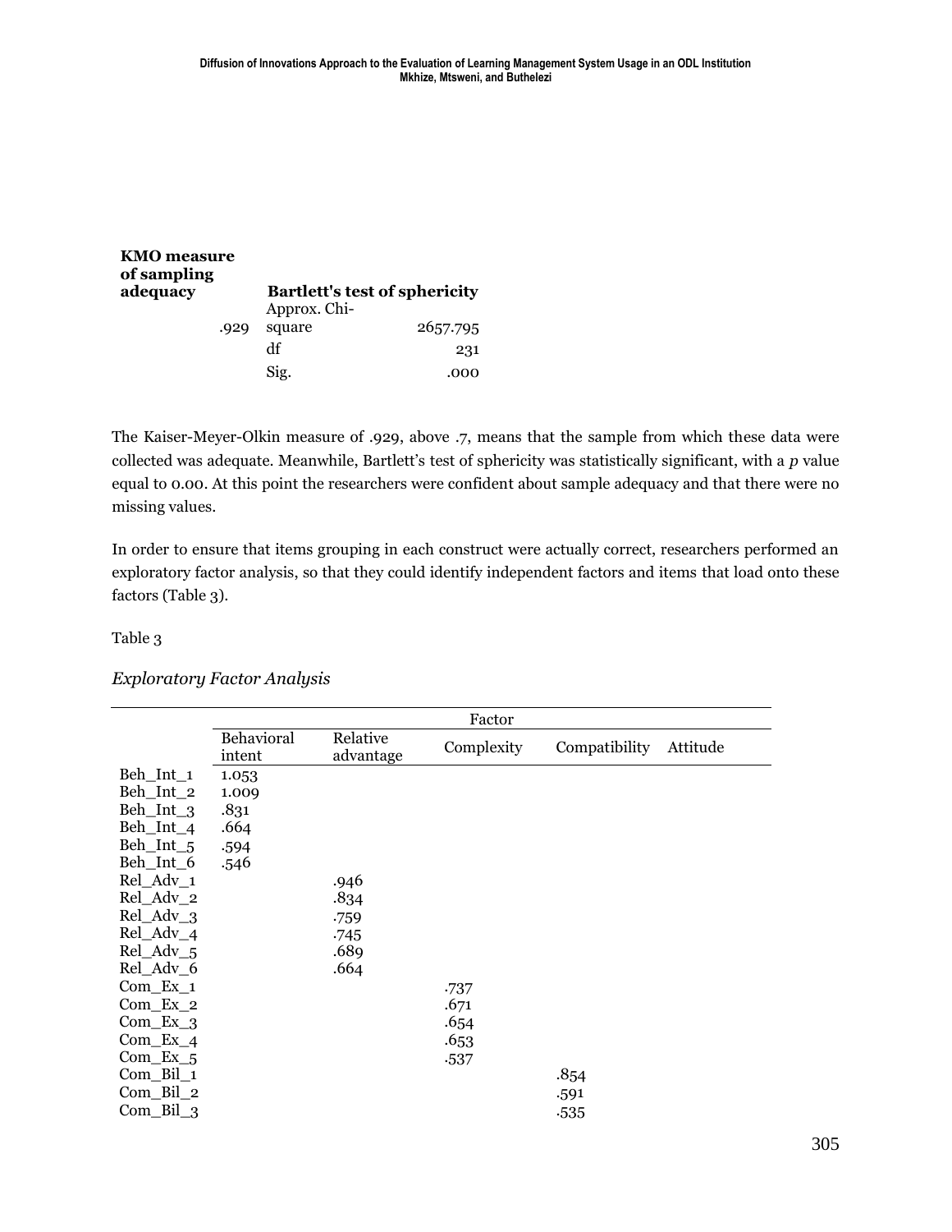| KMO measure of sampling adequacy | Bartlett's test of sphericity | |
|---|---|---|
| .929 | Approx. Chi-square | 2657.795 |
| | df | 231 |
| | Sig. | .000 |

The Kaiser-Meyer-Olkin measure of .929, above .7, means that the sample from which these data were collected was adequate. Meanwhile, Bartlett's test of sphericity was statistically significant, with a $p$ value equal to 0.00. At this point the researchers were confident about sample adequacy and that there were no missing values.

In order to ensure that items grouping in each construct were actually correct, researchers performed an exploratory factor analysis, so that they could identify independent factors and items that load onto these factors (Table 3).

Table 3

*Exploratory Factor Analysis*

| | Factor | | | | |
|---|---|---|---|---|---|
| | Behavioral intent | Relative advantage | Complexity | Compatibility | Attitude |
| Beh_Int_1 | 1.053 | | | | |
| Beh_Int_2 | 1.009 | | | | |
| Beh_Int_3 | .831 | | | | |
| Beh_Int_4 | .664 | | | | |
| Beh_Int_5 | .594 | | | | |
| Beh_Int_6 | .546 | | | | |
| Rel_Adv_1 | | .946 | | | |
| Rel_Adv_2 | | .834 | | | |
| Rel_Adv_3 | | .759 | | | |
| Rel_Adv_4 | | .745 | | | |
| Rel_Adv_5 | | .689 | | | |
| Rel_Adv_6 | | .664 | | | |
| Com_Ex_1 | | | .737 | | |
| Com_Ex_2 | | | .671 | | |
| Com_Ex_3 | | | .654 | | |
| Com_Ex_4 | | | .653 | | |
| Com_Ex_5 | | | .537 | | |
| Com_Bil_1 | | | | .854 | |
| Com_Bil_2 | | | | .591 | |
| Com_Bil_3 | | | | .535 | |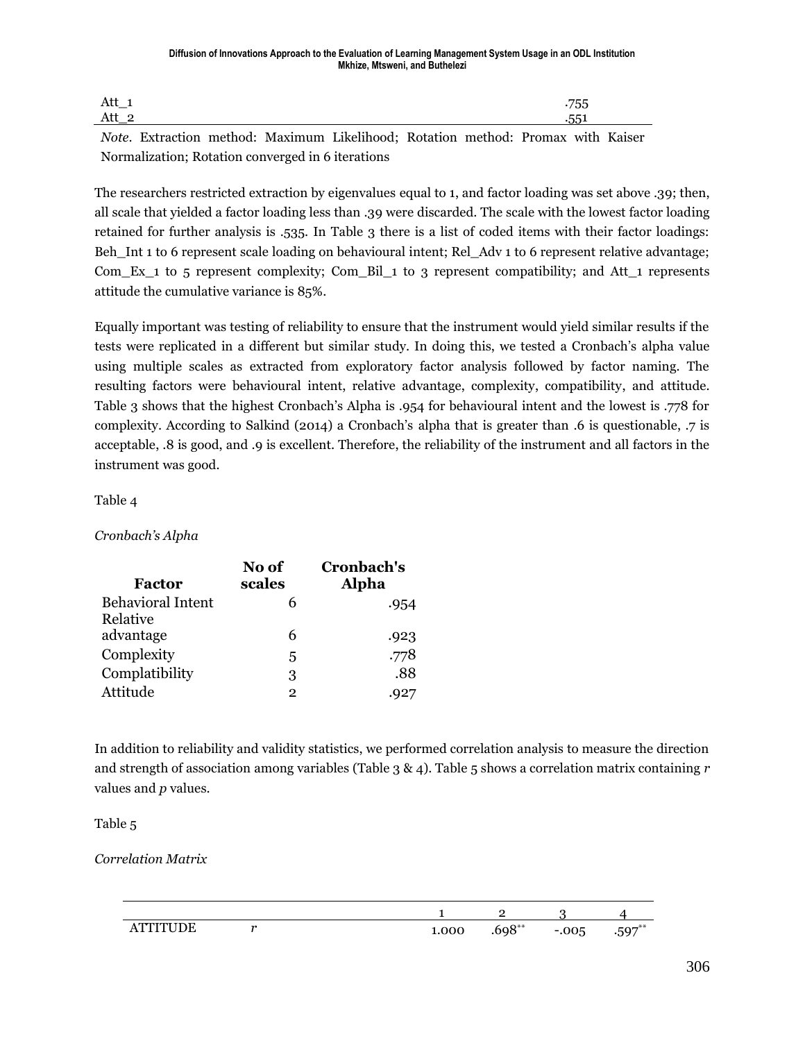| | |
|---|---|
| Att_1 | .755 |
| Att_2 | .551 |

*Note*. Extraction method: Maximum Likelihood; Rotation method: Promax with Kaiser Normalization; Rotation converged in 6 iterations

The researchers restricted extraction by eigenvalues equal to 1, and factor loading was set above .39; then, all scale that yielded a factor loading less than .39 were discarded. The scale with the lowest factor loading retained for further analysis is .535. In Table 3 there is a list of coded items with their factor loadings: Beh_Int 1 to 6 represent scale loading on behavioural intent; Rel_Adv 1 to 6 represent relative advantage; Com_Ex_1 to 5 represent complexity; Com_Bil_1 to 3 represent compatibility; and Att_1 represents attitude the cumulative variance is 85%.

Equally important was testing of reliability to ensure that the instrument would yield similar results if the tests were replicated in a different but similar study. In doing this, we tested a Cronbach's alpha value using multiple scales as extracted from exploratory factor analysis followed by factor naming. The resulting factors were behavioural intent, relative advantage, complexity, compatibility, and attitude. Table 3 shows that the highest Cronbach's Alpha is .954 for behavioural intent and the lowest is .778 for complexity. According to Salkind (2014) a Cronbach's alpha that is greater than .6 is questionable, .7 is acceptable, .8 is good, and .9 is excellent. Therefore, the reliability of the instrument and all factors in the instrument was good.

Table 4

*Cronbach's Alpha*

| Factor | No of scales | Cronbach's Alpha |
|---|---|---|
| Behavioral Intent | 6 | .954 |
| Relative advantage | 6 | .923 |
| Complexity | 5 | .778 |
| Complatibility | 3 | .88 |
| Attitude | 2 | .927 |

In addition to reliability and validity statistics, we performed correlation analysis to measure the direction and strength of association among variables (Table 3 & 4). Table 5 shows a correlation matrix containing *r* values and *p* values.

Table 5

*Correlation Matrix*

| | | 1 | 2 | 3 | 4 |
|---|---|---|---|---|---|
| ATTITUDE | *r* | 1.000 | .698** | -.005 | .597** |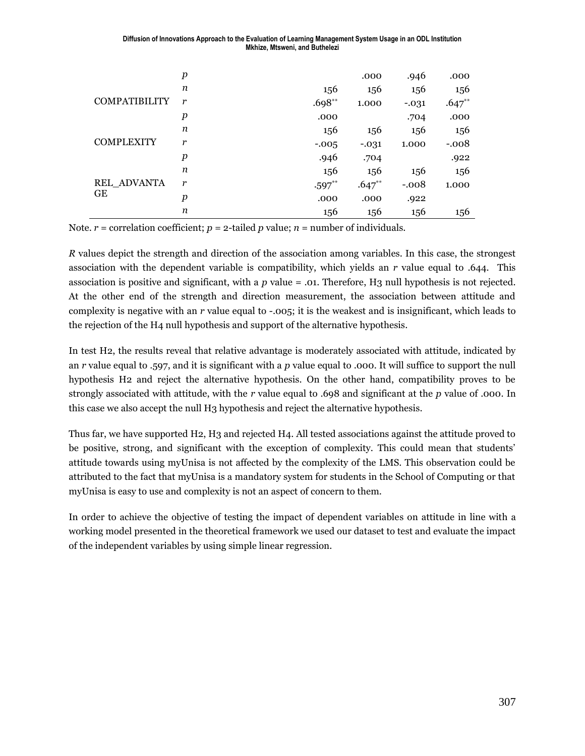| | | | | | |
|---|---|---|---|---|---|
| | $p$ | | .000 | .946 | .000 |
| | $n$ | 156 | 156 | 156 | 156 |
| COMPATIBILITY | $r$ | .698** | 1.000 | -.031 | .647** |
| | $p$ | .000 | | .704 | .000 |
| | $n$ | 156 | 156 | 156 | 156 |
| COMPLEXITY | $r$ | -.005 | -.031 | 1.000 | -.008 |
| | $p$ | .946 | .704 | | .922 |
| | $n$ | 156 | 156 | 156 | 156 |
| REL_ADVANTAGE | $r$ | .597** | .647** | -.008 | 1.000 |
| | $p$ | .000 | .000 | .922 | |
| | $n$ | 156 | 156 | 156 | 156 |

Note. $r$ = correlation coefficient; $p$ = 2-tailed $p$ value; $n$ = number of individuals.

*R* values depict the strength and direction of the association among variables. In this case, the strongest association with the dependent variable is compatibility, which yields an $r$ value equal to .644. This association is positive and significant, with a $p$ value = .01. Therefore, H3 null hypothesis is not rejected. At the other end of the strength and direction measurement, the association between attitude and complexity is negative with an $r$ value equal to -.005; it is the weakest and is insignificant, which leads to the rejection of the H4 null hypothesis and support of the alternative hypothesis.

In test H2, the results reveal that relative advantage is moderately associated with attitude, indicated by an $r$ value equal to .597, and it is significant with a $p$ value equal to .000. It will suffice to support the null hypothesis H2 and reject the alternative hypothesis. On the other hand, compatibility proves to be strongly associated with attitude, with the $r$ value equal to .698 and significant at the $p$ value of .000. In this case we also accept the null H3 hypothesis and reject the alternative hypothesis.

Thus far, we have supported H2, H3 and rejected H4. All tested associations against the attitude proved to be positive, strong, and significant with the exception of complexity. This could mean that students' attitude towards using myUnisa is not affected by the complexity of the LMS. This observation could be attributed to the fact that myUnisa is a mandatory system for students in the School of Computing or that myUnisa is easy to use and complexity is not an aspect of concern to them.

In order to achieve the objective of testing the impact of dependent variables on attitude in line with a working model presented in the theoretical framework we used our dataset to test and evaluate the impact of the independent variables by using simple linear regression.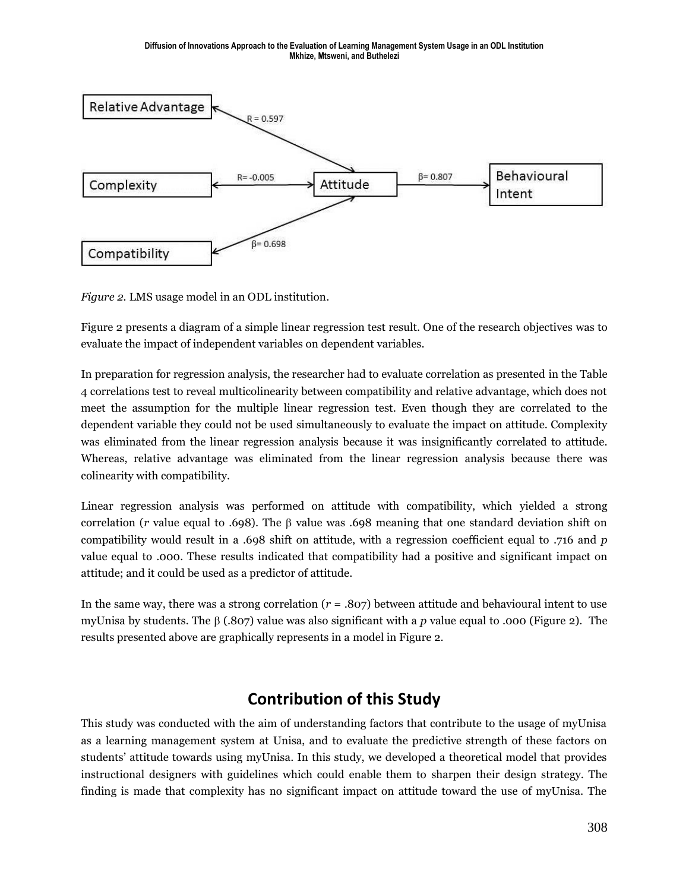*Figure 2.* LMS usage model in an ODL institution.

Figure 2 presents a diagram of a simple linear regression test result. One of the research objectives was to evaluate the impact of independent variables on dependent variables.

In preparation for regression analysis, the researcher had to evaluate correlation as presented in the Table 4 correlations test to reveal multicolinearity between compatibility and relative advantage, which does not meet the assumption for the multiple linear regression test. Even though they are correlated to the dependent variable they could not be used simultaneously to evaluate the impact on attitude. Complexity was eliminated from the linear regression analysis because it was insignificantly correlated to attitude. Whereas, relative advantage was eliminated from the linear regression analysis because there was colinearity with compatibility.

Linear regression analysis was performed on attitude with compatibility, which yielded a strong correlation ($r$ value equal to .698). The β value was .698 meaning that one standard deviation shift on compatibility would result in a .698 shift on attitude, with a regression coefficient equal to .716 and $p$ value equal to .000. These results indicated that compatibility had a positive and significant impact on attitude; and it could be used as a predictor of attitude.

In the same way, there was a strong correlation ($r$ = .807) between attitude and behavioural intent to use myUnisa by students. The β (.807) value was also significant with a $p$ value equal to .000 (Figure 2). The results presented above are graphically represents in a model in Figure 2.

## Contribution of this Study

This study was conducted with the aim of understanding factors that contribute to the usage of myUnisa as a learning management system at Unisa, and to evaluate the predictive strength of these factors on students' attitude towards using myUnisa. In this study, we developed a theoretical model that provides instructional designers with guidelines which could enable them to sharpen their design strategy. The finding is made that complexity has no significant impact on attitude toward the use of myUnisa. The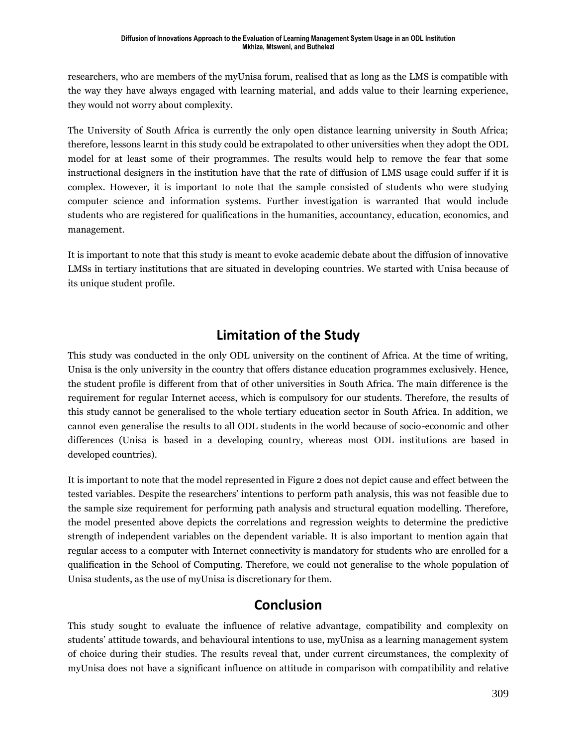researchers, who are members of the myUnisa forum, realised that as long as the LMS is compatible with the way they have always engaged with learning material, and adds value to their learning experience, they would not worry about complexity.

The University of South Africa is currently the only open distance learning university in South Africa; therefore, lessons learnt in this study could be extrapolated to other universities when they adopt the ODL model for at least some of their programmes. The results would help to remove the fear that some instructional designers in the institution have that the rate of diffusion of LMS usage could suffer if it is complex. However, it is important to note that the sample consisted of students who were studying computer science and information systems. Further investigation is warranted that would include students who are registered for qualifications in the humanities, accountancy, education, economics, and management.

It is important to note that this study is meant to evoke academic debate about the diffusion of innovative LMSs in tertiary institutions that are situated in developing countries. We started with Unisa because of its unique student profile.

## Limitation of the Study

This study was conducted in the only ODL university on the continent of Africa. At the time of writing, Unisa is the only university in the country that offers distance education programmes exclusively. Hence, the student profile is different from that of other universities in South Africa. The main difference is the requirement for regular Internet access, which is compulsory for our students. Therefore, the results of this study cannot be generalised to the whole tertiary education sector in South Africa. In addition, we cannot even generalise the results to all ODL students in the world because of socio-economic and other differences (Unisa is based in a developing country, whereas most ODL institutions are based in developed countries).

It is important to note that the model represented in Figure 2 does not depict cause and effect between the tested variables. Despite the researchers' intentions to perform path analysis, this was not feasible due to the sample size requirement for performing path analysis and structural equation modelling. Therefore, the model presented above depicts the correlations and regression weights to determine the predictive strength of independent variables on the dependent variable. It is also important to mention again that regular access to a computer with Internet connectivity is mandatory for students who are enrolled for a qualification in the School of Computing. Therefore, we could not generalise to the whole population of Unisa students, as the use of myUnisa is discretionary for them.

## Conclusion

This study sought to evaluate the influence of relative advantage, compatibility and complexity on students' attitude towards, and behavioural intentions to use, myUnisa as a learning management system of choice during their studies. The results reveal that, under current circumstances, the complexity of myUnisa does not have a significant influence on attitude in comparison with compatibility and relative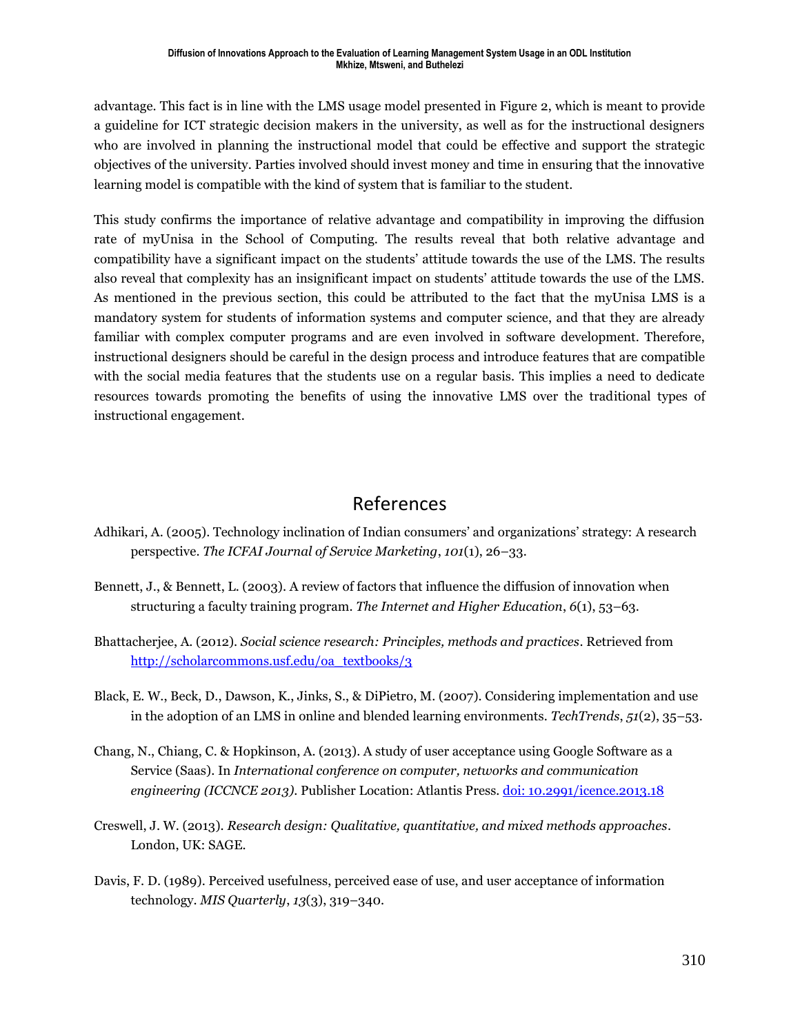advantage. This fact is in line with the LMS usage model presented in Figure 2, which is meant to provide a guideline for ICT strategic decision makers in the university, as well as for the instructional designers who are involved in planning the instructional model that could be effective and support the strategic objectives of the university. Parties involved should invest money and time in ensuring that the innovative learning model is compatible with the kind of system that is familiar to the student.

This study confirms the importance of relative advantage and compatibility in improving the diffusion rate of myUnisa in the School of Computing. The results reveal that both relative advantage and compatibility have a significant impact on the students' attitude towards the use of the LMS. The results also reveal that complexity has an insignificant impact on students' attitude towards the use of the LMS. As mentioned in the previous section, this could be attributed to the fact that the myUnisa LMS is a mandatory system for students of information systems and computer science, and that they are already familiar with complex computer programs and are even involved in software development. Therefore, instructional designers should be careful in the design process and introduce features that are compatible with the social media features that the students use on a regular basis. This implies a need to dedicate resources towards promoting the benefits of using the innovative LMS over the traditional types of instructional engagement.

## References

Adhikari, A. (2005). Technology inclination of Indian consumers' and organizations' strategy: A research perspective. *The ICFAI Journal of Service Marketing*, *101*(1), 26–33.

Bennett, J., & Bennett, L. (2003). A review of factors that influence the diffusion of innovation when structuring a faculty training program. *The Internet and Higher Education*, *6*(1), 53–63.

Bhattacherjee, A. (2012). *Social science research: Principles, methods and practices*. Retrieved from http://scholarcommons.usf.edu/oa_textbooks/3

Black, E. W., Beck, D., Dawson, K., Jinks, S., & DiPietro, M. (2007). Considering implementation and use in the adoption of an LMS in online and blended learning environments. *TechTrends*, *51*(2), 35–53.

Chang, N., Chiang, C. & Hopkinson, A. (2013). A study of user acceptance using Google Software as a Service (Saas). In *International conference on computer, networks and communication engineering (ICCNCE 2013)*. Publisher Location: Atlantis Press. doi: 10.2991/icence.2013.18

Creswell, J. W. (2013). *Research design: Qualitative, quantitative, and mixed methods approaches*. London, UK: SAGE.

Davis, F. D. (1989). Perceived usefulness, perceived ease of use, and user acceptance of information technology. *MIS Quarterly*, *13*(3), 319–340.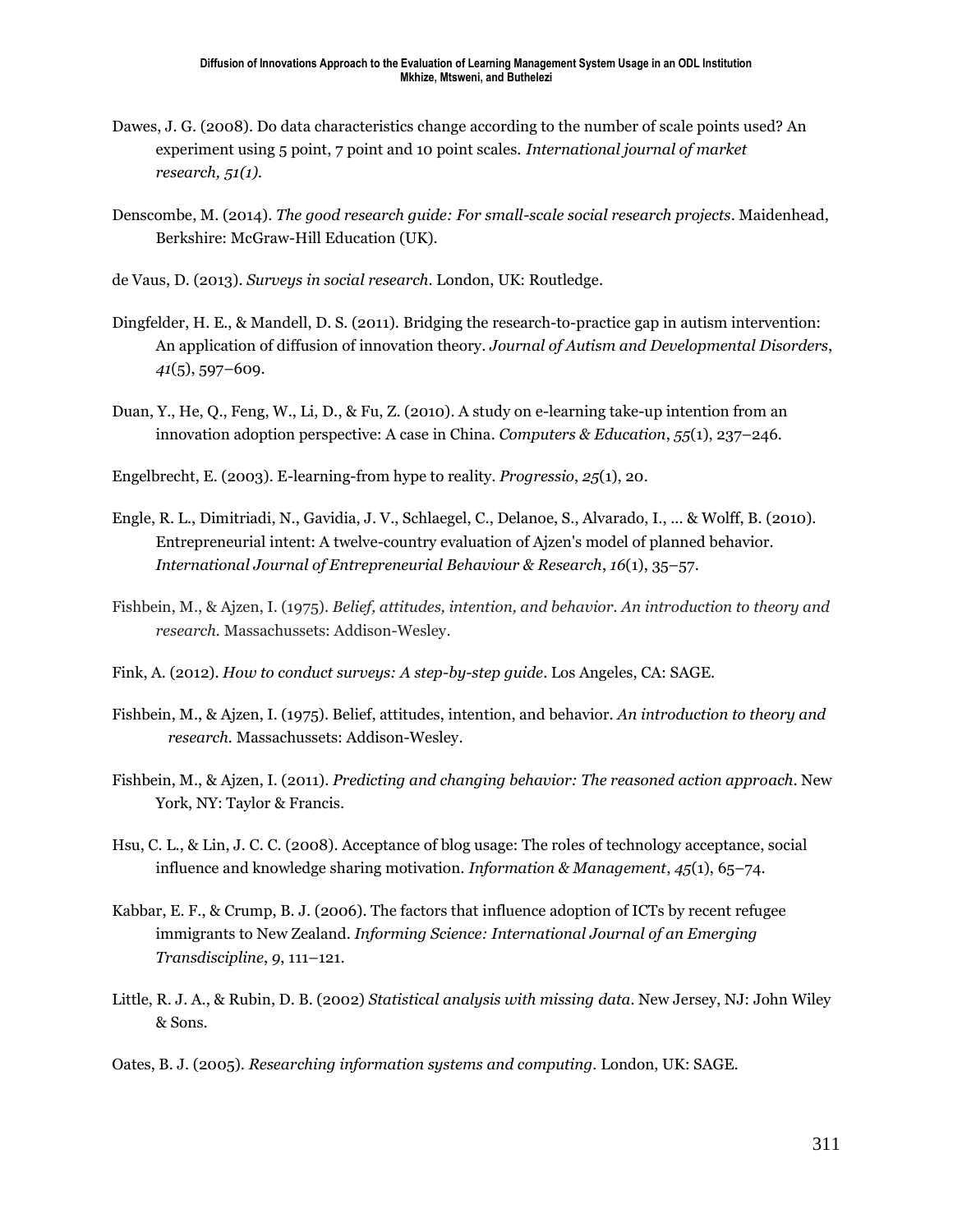Dawes, J. G. (2008). Do data characteristics change according to the number of scale points used? An experiment using 5 point, 7 point and 10 point scales. *International journal of market research, 51(1).*

Denscombe, M. (2014). *The good research guide: For small-scale social research projects*. Maidenhead, Berkshire: McGraw-Hill Education (UK).

de Vaus, D. (2013). *Surveys in social research*. London, UK: Routledge.

Dingfelder, H. E., & Mandell, D. S. (2011). Bridging the research-to-practice gap in autism intervention: An application of diffusion of innovation theory. *Journal of Autism and Developmental Disorders*, *41*(5), 597–609.

Duan, Y., He, Q., Feng, W., Li, D., & Fu, Z. (2010). A study on e-learning take-up intention from an innovation adoption perspective: A case in China. *Computers & Education*, *55*(1), 237–246.

Engelbrecht, E. (2003). E-learning-from hype to reality. *Progressio*, *25*(1), 20.

Engle, R. L., Dimitriadi, N., Gavidia, J. V., Schlaegel, C., Delanoe, S., Alvarado, I., ... & Wolff, B. (2010). Entrepreneurial intent: A twelve-country evaluation of Ajzen's model of planned behavior. *International Journal of Entrepreneurial Behaviour & Research*, *16*(1), 35–57.

Fishbein, M., & Ajzen, I. (1975). *Belief, attitudes, intention, and behavior. An introduction to theory and research.* Massachussets: Addison-Wesley.

Fink, A. (2012). *How to conduct surveys: A step-by-step guide*. Los Angeles, CA: SAGE.

Fishbein, M., & Ajzen, I. (1975). Belief, attitudes, intention, and behavior. *An introduction to theory and research.* Massachussets: Addison-Wesley.

Fishbein, M., & Ajzen, I. (2011). *Predicting and changing behavior: The reasoned action approach*. New York, NY: Taylor & Francis.

Hsu, C. L., & Lin, J. C. C. (2008). Acceptance of blog usage: The roles of technology acceptance, social influence and knowledge sharing motivation. *Information & Management*, *45*(1), 65–74.

Kabbar, E. F., & Crump, B. J. (2006). The factors that influence adoption of ICTs by recent refugee immigrants to New Zealand. *Informing Science: International Journal of an Emerging Transdiscipline*, *9*, 111–121.

Little, R. J. A., & Rubin, D. B. (2002) *Statistical analysis with missing data*. New Jersey, NJ: John Wiley & Sons.

Oates, B. J. (2005). *Researching information systems and computing*. London, UK: SAGE.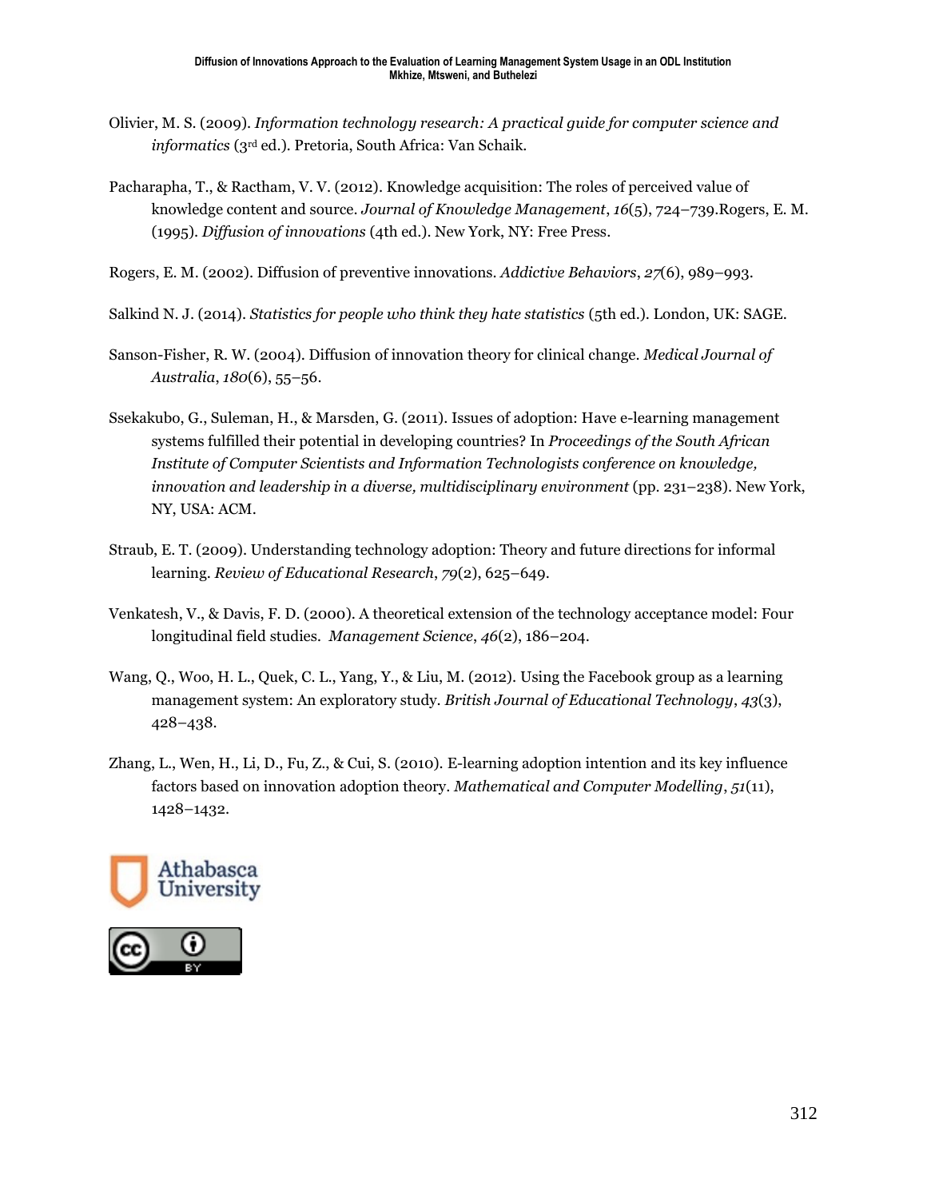Olivier, M. S. (2009). *Information technology research: A practical guide for computer science and informatics* (3rd ed.). Pretoria, South Africa: Van Schaik.

Pacharapha, T., & Ractham, V. V. (2012). Knowledge acquisition: The roles of perceived value of knowledge content and source. *Journal of Knowledge Management*, *16*(5), 724–739.Rogers, E. M. (1995). *Diffusion of innovations* (4th ed.). New York, NY: Free Press.

Rogers, E. M. (2002). Diffusion of preventive innovations. *Addictive Behaviors*, *27*(6), 989–993.

Salkind N. J. (2014). *Statistics for people who think they hate statistics* (5th ed.). London, UK: SAGE.

Sanson-Fisher, R. W. (2004). Diffusion of innovation theory for clinical change. *Medical Journal of Australia*, *180*(6), 55–56.

Ssekakubo, G., Suleman, H., & Marsden, G. (2011). Issues of adoption: Have e-learning management systems fulfilled their potential in developing countries? In *Proceedings of the South African Institute of Computer Scientists and Information Technologists conference on knowledge, innovation and leadership in a diverse, multidisciplinary environment* (pp. 231–238). New York, NY, USA: ACM.

Straub, E. T. (2009). Understanding technology adoption: Theory and future directions for informal learning. *Review of Educational Research*, *79*(2), 625–649.

Venkatesh, V., & Davis, F. D. (2000). A theoretical extension of the technology acceptance model: Four longitudinal field studies. *Management Science*, *46*(2), 186–204.

Wang, Q., Woo, H. L., Quek, C. L., Yang, Y., & Liu, M. (2012). Using the Facebook group as a learning management system: An exploratory study. *British Journal of Educational Technology*, *43*(3), 428–438.

Zhang, L., Wen, H., Li, D., Fu, Z., & Cui, S. (2010). E-learning adoption intention and its key influence factors based on innovation adoption theory. *Mathematical and Computer Modelling*, *51*(11), 1428–1432.